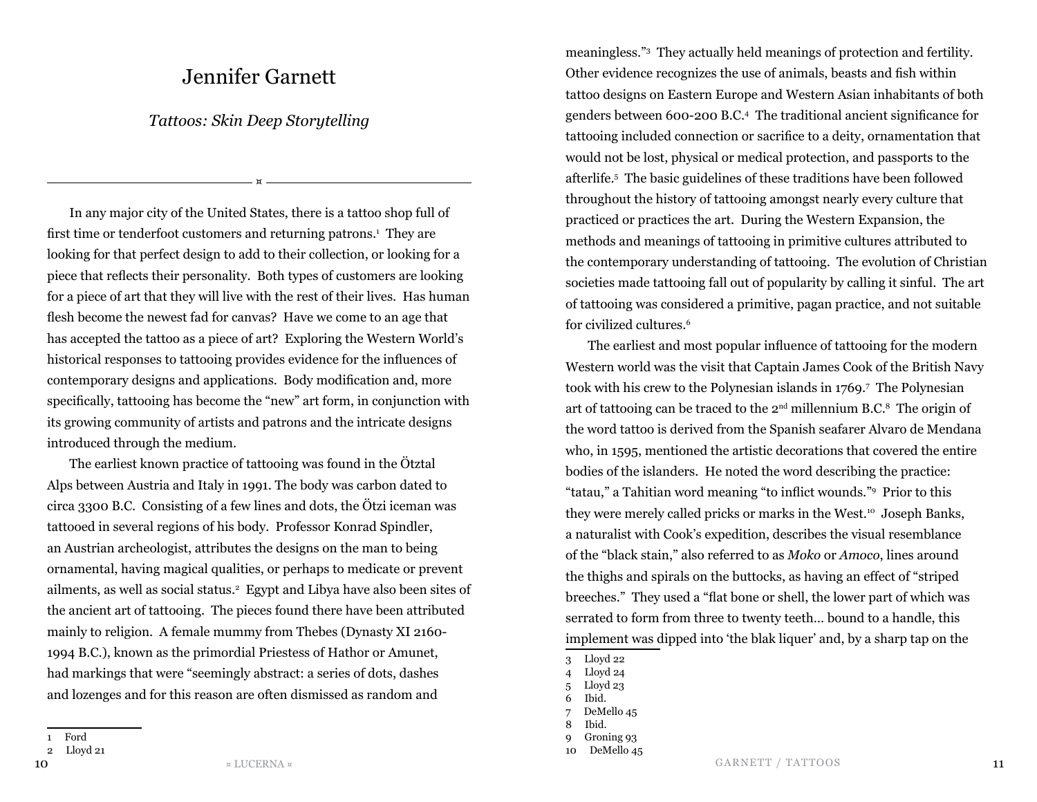# Jennifer Garnett

## *Tattoos: Skin Deep Storytelling*

---

In any major city of the United States, there is a tattoo shop full of first time or tenderfoot customers and returning patrons.[1] They are looking for that perfect design to add to their collection, or looking for a piece that reflects their personality. Both types of customers are looking for a piece of art that they will live with the rest of their lives. Has human flesh become the newest fad for canvas? Have we come to an age that has accepted the tattoo as a piece of art? Exploring the Western World's historical responses to tattooing provides evidence for the influences of contemporary designs and applications. Body modification and, more specifically, tattooing has become the "new" art form, in conjunction with its growing community of artists and patrons and the intricate designs introduced through the medium.

The earliest known practice of tattooing was found in the Ötztal Alps between Austria and Italy in 1991. The body was carbon dated to circa 3300 B.C. Consisting of a few lines and dots, the Ötzi iceman was tattooed in several regions of his body. Professor Konrad Spindler, an Austrian archeologist, attributes the designs on the man to being ornamental, having magical qualities, or perhaps to medicate or prevent ailments, as well as social status.[2] Egypt and Libya have also been sites of the ancient art of tattooing. The pieces found there have been attributed mainly to religion. A female mummy from Thebes (Dynasty XI 2160-1994 B.C.), known as the primordial Priestess of Hathor or Amunet, had markings that were "seemingly abstract: a series of dots, dashes and lozenges and for this reason are often dismissed as random and meaningless."[3] They actually held meanings of protection and fertility. Other evidence recognizes the use of animals, beasts and fish within tattoo designs on Eastern Europe and Western Asian inhabitants of both genders between 600-200 B.C.[4] The traditional ancient significance for tattooing included connection or sacrifice to a deity, ornamentation that would not be lost, physical or medical protection, and passports to the afterlife.[5] The basic guidelines of these traditions have been followed throughout the history of tattooing amongst nearly every culture that practiced or practices the art. During the Western Expansion, the methods and meanings of tattooing in primitive cultures attributed to the contemporary understanding of tattooing. The evolution of Christian societies made tattooing fall out of popularity by calling it sinful. The art of tattooing was considered a primitive, pagan practice, and not suitable for civilized cultures.[6]

The earliest and most popular influence of tattooing for the modern Western world was the visit that Captain James Cook of the British Navy took with his crew to the Polynesian islands in 1769.[7] The Polynesian art of tattooing can be traced to the 2nd millennium B.C.[8] The origin of the word tattoo is derived from the Spanish seafarer Alvaro de Mendana who, in 1595, mentioned the artistic decorations that covered the entire bodies of the islanders. He noted the word describing the practice: "tatau," a Tahitian word meaning "to inflict wounds."[9] Prior to this they were merely called pricks or marks in the West.[10] Joseph Banks, a naturalist with Cook's expedition, describes the visual resemblance of the "black stain," also referred to as *Moko* or *Amoco*, lines around the thighs and spirals on the buttocks, as having an effect of "striped breeches." They used a "flat bone or shell, the lower part of which was serrated to form from three to twenty teeth... bound to a handle, this implement was dipped into 'the blak liquer' and, by a sharp tap on the

---

1 Ford
2 Lloyd 21
3 Lloyd 22
4 Lloyd 24
5 Lloyd 23
6 Ibid.
7 DeMello 45
8 Ibid.
9 Groning 93
10 DeMello 45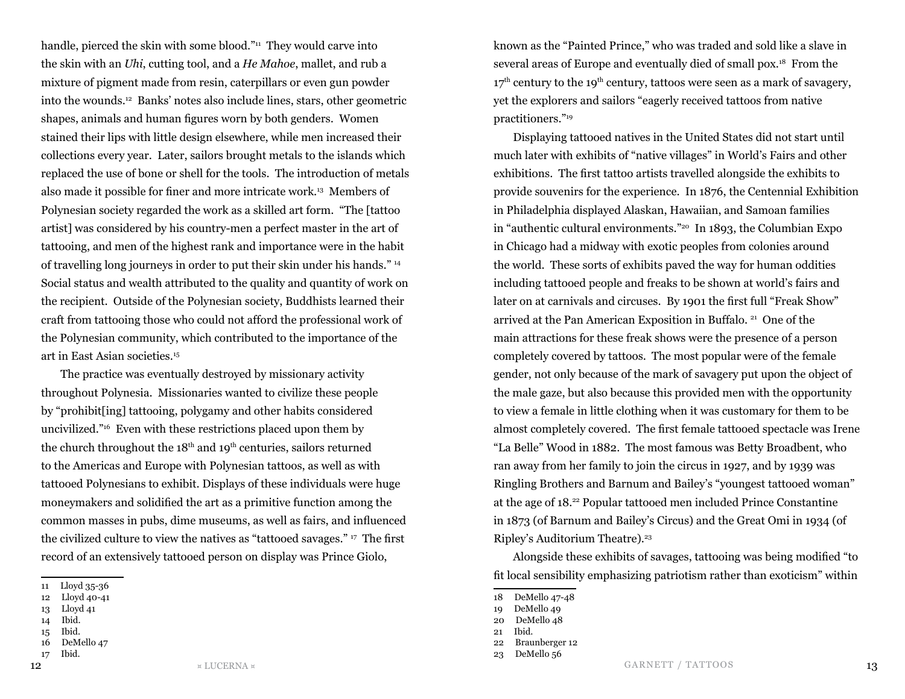handle, pierced the skin with some blood."[11] They would carve into the skin with an *Uhi*, cutting tool, and a *He Mahoe*, mallet, and rub a mixture of pigment made from resin, caterpillars or even gun powder into the wounds.[12] Banks' notes also include lines, stars, other geometric shapes, animals and human figures worn by both genders. Women stained their lips with little design elsewhere, while men increased their collections every year. Later, sailors brought metals to the islands which replaced the use of bone or shell for the tools. The introduction of metals also made it possible for finer and more intricate work.[13] Members of Polynesian society regarded the work as a skilled art form. "The [tattoo artist] was considered by his country-men a perfect master in the art of tattooing, and men of the highest rank and importance were in the habit of travelling long journeys in order to put their skin under his hands." [14] Social status and wealth attributed to the quality and quantity of work on the recipient. Outside of the Polynesian society, Buddhists learned their craft from tattooing those who could not afford the professional work of the Polynesian community, which contributed to the importance of the art in East Asian societies.[15]

The practice was eventually destroyed by missionary activity throughout Polynesia. Missionaries wanted to civilize these people by "prohibit[ing] tattooing, polygamy and other habits considered uncivilized."[16] Even with these restrictions placed upon them by the church throughout the 18th and 19th centuries, sailors returned to the Americas and Europe with Polynesian tattoos, as well as with tattooed Polynesians to exhibit. Displays of these individuals were huge moneymakers and solidified the art as a primitive function among the common masses in pubs, dime museums, as well as fairs, and influenced the civilized culture to view the natives as "tattooed savages." [17] The first record of an extensively tattooed person on display was Prince Giolo, known as the "Painted Prince," who was traded and sold like a slave in several areas of Europe and eventually died of small pox.[18] From the 17th century to the 19th century, tattoos were seen as a mark of savagery, yet the explorers and sailors "eagerly received tattoos from native practitioners."[19]

Displaying tattooed natives in the United States did not start until much later with exhibits of "native villages" in World's Fairs and other exhibitions. The first tattoo artists travelled alongside the exhibits to provide souvenirs for the experience. In 1876, the Centennial Exhibition in Philadelphia displayed Alaskan, Hawaiian, and Samoan families in "authentic cultural environments."[20] In 1893, the Columbian Expo in Chicago had a midway with exotic peoples from colonies around the world. These sorts of exhibits paved the way for human oddities including tattooed people and freaks to be shown at world's fairs and later on at carnivals and circuses. By 1901 the first full "Freak Show" arrived at the Pan American Exposition in Buffalo. [21] One of the main attractions for these freak shows were the presence of a person completely covered by tattoos. The most popular were of the female gender, not only because of the mark of savagery put upon the object of the male gaze, but also because this provided men with the opportunity to view a female in little clothing when it was customary for them to be almost completely covered. The first female tattooed spectacle was Irene "La Belle" Wood in 1882. The most famous was Betty Broadbent, who ran away from her family to join the circus in 1927, and by 1939 was Ringling Brothers and Barnum and Bailey's "youngest tattooed woman" at the age of 18.[22] Popular tattooed men included Prince Constantine in 1873 (of Barnum and Bailey's Circus) and the Great Omi in 1934 (of Ripley's Auditorium Theatre).[23]

Alongside these exhibits of savages, tattooing was being modified "to fit local sensibility emphasizing patriotism rather than exoticism" within

---

11 Lloyd 35-36
12 Lloyd 40-41
13 Lloyd 41
14 Ibid.
15 Ibid.
16 DeMello 47
17 Ibid.
18 DeMello 47-48
19 DeMello 49
20 DeMello 48
21 Ibid.
22 Braunberger 12
23 DeMello 56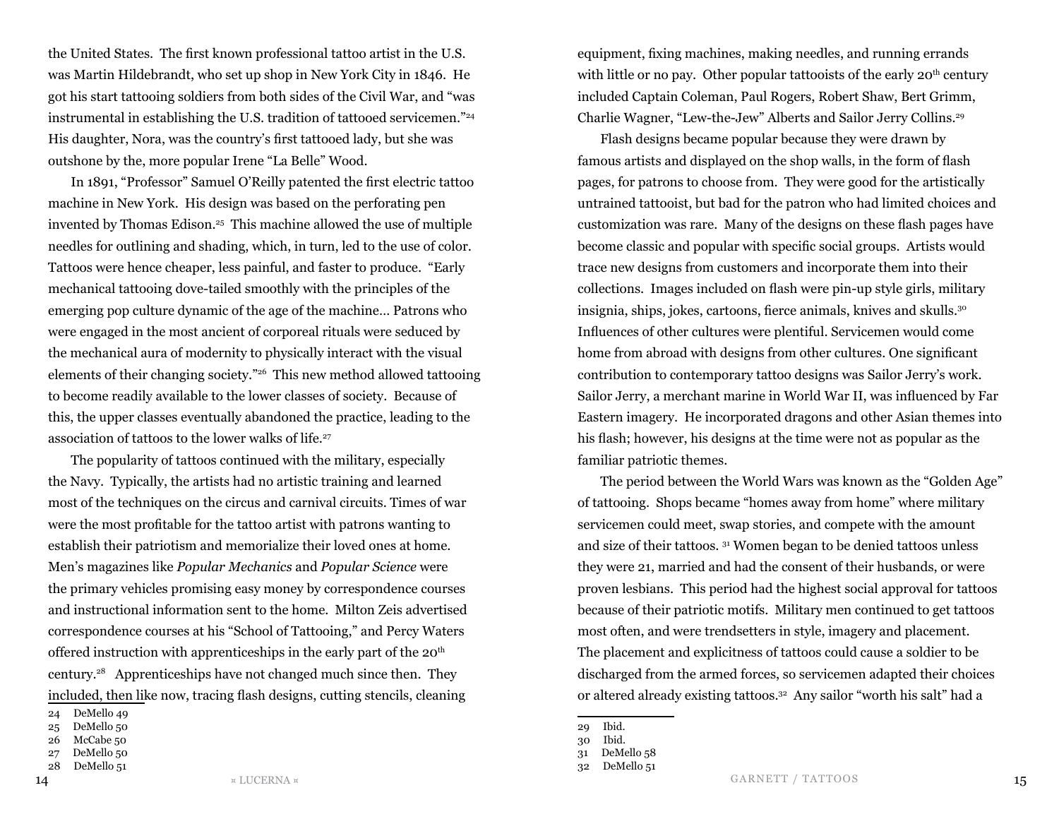the United States. The first known professional tattoo artist in the U.S. was Martin Hildebrandt, who set up shop in New York City in 1846. He got his start tattooing soldiers from both sides of the Civil War, and "was instrumental in establishing the U.S. tradition of tattooed servicemen."[24] His daughter, Nora, was the country's first tattooed lady, but she was outshone by the, more popular Irene "La Belle" Wood.

In 1891, "Professor" Samuel O'Reilly patented the first electric tattoo machine in New York. His design was based on the perforating pen invented by Thomas Edison.[25] This machine allowed the use of multiple needles for outlining and shading, which, in turn, led to the use of color. Tattoos were hence cheaper, less painful, and faster to produce. "Early mechanical tattooing dove-tailed smoothly with the principles of the emerging pop culture dynamic of the age of the machine… Patrons who were engaged in the most ancient of corporeal rituals were seduced by the mechanical aura of modernity to physically interact with the visual elements of their changing society."[26] This new method allowed tattooing to become readily available to the lower classes of society. Because of this, the upper classes eventually abandoned the practice, leading to the association of tattoos to the lower walks of life.[27]

The popularity of tattoos continued with the military, especially the Navy. Typically, the artists had no artistic training and learned most of the techniques on the circus and carnival circuits. Times of war were the most profitable for the tattoo artist with patrons wanting to establish their patriotism and memorialize their loved ones at home. Men's magazines like *Popular Mechanics* and *Popular Science* were the primary vehicles promising easy money by correspondence courses and instructional information sent to the home. Milton Zeis advertised correspondence courses at his "School of Tattooing," and Percy Waters offered instruction with apprenticeships in the early part of the 20th century.[28] Apprenticeships have not changed much since then. They included, then like now, tracing flash designs, cutting stencils, cleaning equipment, fixing machines, making needles, and running errands with little or no pay. Other popular tattooists of the early 20th century included Captain Coleman, Paul Rogers, Robert Shaw, Bert Grimm, Charlie Wagner, "Lew-the-Jew" Alberts and Sailor Jerry Collins.[29]

Flash designs became popular because they were drawn by famous artists and displayed on the shop walls, in the form of flash pages, for patrons to choose from. They were good for the artistically untrained tattooist, but bad for the patron who had limited choices and customization was rare. Many of the designs on these flash pages have become classic and popular with specific social groups. Artists would trace new designs from customers and incorporate them into their collections. Images included on flash were pin-up style girls, military insignia, ships, jokes, cartoons, fierce animals, knives and skulls.[30] Influences of other cultures were plentiful. Servicemen would come home from abroad with designs from other cultures. One significant contribution to contemporary tattoo designs was Sailor Jerry's work. Sailor Jerry, a merchant marine in World War II, was influenced by Far Eastern imagery. He incorporated dragons and other Asian themes into his flash; however, his designs at the time were not as popular as the familiar patriotic themes.

The period between the World Wars was known as the "Golden Age" of tattooing. Shops became "homes away from home" where military servicemen could meet, swap stories, and compete with the amount and size of their tattoos.[31] Women began to be denied tattoos unless they were 21, married and had the consent of their husbands, or were proven lesbians. This period had the highest social approval for tattoos because of their patriotic motifs. Military men continued to get tattoos most often, and were trendsetters in style, imagery and placement. The placement and explicitness of tattoos could cause a soldier to be discharged from the armed forces, so servicemen adapted their choices or altered already existing tattoos.[32] Any sailor "worth his salt" had a

---

24 DeMello 49
25 DeMello 50
26 McCabe 50
27 DeMello 50
28 DeMello 51
29 Ibid.
30 Ibid.
31 DeMello 58
32 DeMello 51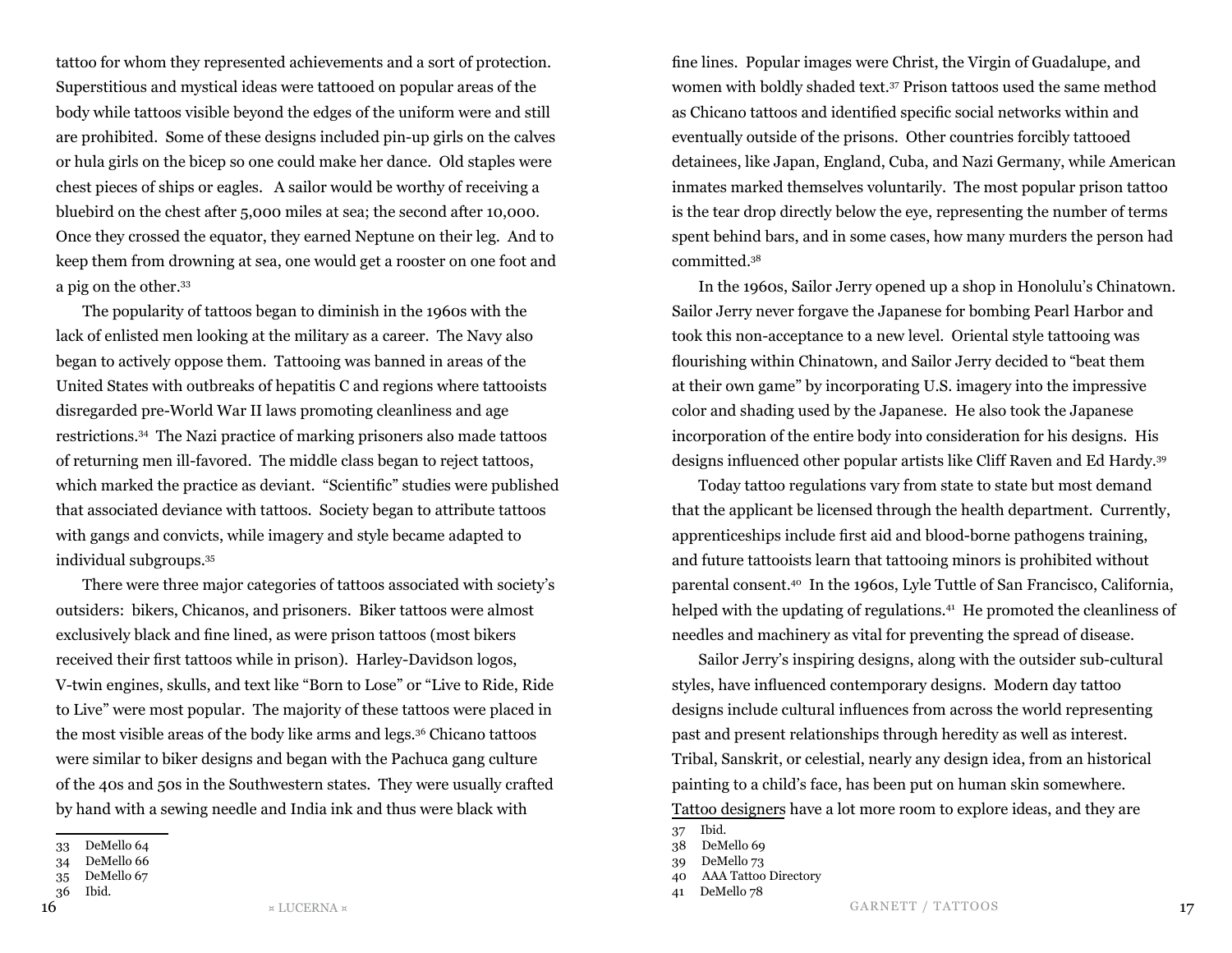tattoo for whom they represented achievements and a sort of protection. Superstitious and mystical ideas were tattooed on popular areas of the body while tattoos visible beyond the edges of the uniform were and still are prohibited. Some of these designs included pin-up girls on the calves or hula girls on the bicep so one could make her dance. Old staples were chest pieces of ships or eagles. A sailor would be worthy of receiving a bluebird on the chest after 5,000 miles at sea; the second after 10,000. Once they crossed the equator, they earned Neptune on their leg. And to keep them from drowning at sea, one would get a rooster on one foot and a pig on the other.[33]

The popularity of tattoos began to diminish in the 1960s with the lack of enlisted men looking at the military as a career. The Navy also began to actively oppose them. Tattooing was banned in areas of the United States with outbreaks of hepatitis C and regions where tattooists disregarded pre-World War II laws promoting cleanliness and age restrictions.[34] The Nazi practice of marking prisoners also made tattoos of returning men ill-favored. The middle class began to reject tattoos, which marked the practice as deviant. "Scientific" studies were published that associated deviance with tattoos. Society began to attribute tattoos with gangs and convicts, while imagery and style became adapted to individual subgroups.[35]

There were three major categories of tattoos associated with society's outsiders: bikers, Chicanos, and prisoners. Biker tattoos were almost exclusively black and fine lined, as were prison tattoos (most bikers received their first tattoos while in prison). Harley-Davidson logos, V-twin engines, skulls, and text like "Born to Lose" or "Live to Ride, Ride to Live" were most popular. The majority of these tattoos were placed in the most visible areas of the body like arms and legs.[36] Chicano tattoos were similar to biker designs and began with the Pachuca gang culture of the 40s and 50s in the Southwestern states. They were usually crafted by hand with a sewing needle and India ink and thus were black with fine lines. Popular images were Christ, the Virgin of Guadalupe, and women with boldly shaded text.[37] Prison tattoos used the same method as Chicano tattoos and identified specific social networks within and eventually outside of the prisons. Other countries forcibly tattooed detainees, like Japan, England, Cuba, and Nazi Germany, while American inmates marked themselves voluntarily. The most popular prison tattoo is the tear drop directly below the eye, representing the number of terms spent behind bars, and in some cases, how many murders the person had committed.[38]

In the 1960s, Sailor Jerry opened up a shop in Honolulu's Chinatown. Sailor Jerry never forgave the Japanese for bombing Pearl Harbor and took this non-acceptance to a new level. Oriental style tattooing was flourishing within Chinatown, and Sailor Jerry decided to "beat them at their own game" by incorporating U.S. imagery into the impressive color and shading used by the Japanese. He also took the Japanese incorporation of the entire body into consideration for his designs. His designs influenced other popular artists like Cliff Raven and Ed Hardy.[39]

Today tattoo regulations vary from state to state but most demand that the applicant be licensed through the health department. Currently, apprenticeships include first aid and blood-borne pathogens training, and future tattooists learn that tattooing minors is prohibited without parental consent.[40] In the 1960s, Lyle Tuttle of San Francisco, California, helped with the updating of regulations.[41] He promoted the cleanliness of needles and machinery as vital for preventing the spread of disease.

Sailor Jerry's inspiring designs, along with the outsider sub-cultural styles, have influenced contemporary designs. Modern day tattoo designs include cultural influences from across the world representing past and present relationships through heredity as well as interest. Tribal, Sanskrit, or celestial, nearly any design idea, from an historical painting to a child's face, has been put on human skin somewhere. Tattoo designers have a lot more room to explore ideas, and they are

---

33 DeMello 64
34 DeMello 66
35 DeMello 67
36 Ibid.
37 Ibid.
38 DeMello 69
39 DeMello 73
40 AAA Tattoo Directory
41 DeMello 78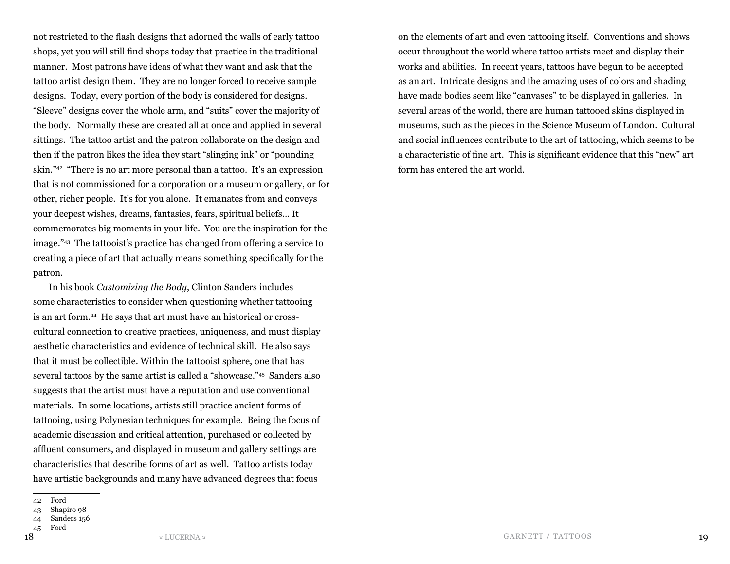not restricted to the flash designs that adorned the walls of early tattoo shops, yet you will still find shops today that practice in the traditional manner. Most patrons have ideas of what they want and ask that the tattoo artist design them. They are no longer forced to receive sample designs. Today, every portion of the body is considered for designs. "Sleeve" designs cover the whole arm, and "suits" cover the majority of the body. Normally these are created all at once and applied in several sittings. The tattoo artist and the patron collaborate on the design and then if the patron likes the idea they start "slinging ink" or "pounding skin."[42] "There is no art more personal than a tattoo. It's an expression that is not commissioned for a corporation or a museum or gallery, or for other, richer people. It's for you alone. It emanates from and conveys your deepest wishes, dreams, fantasies, fears, spiritual beliefs… It commemorates big moments in your life. You are the inspiration for the image."[43] The tattooist's practice has changed from offering a service to creating a piece of art that actually means something specifically for the patron.

In his book *Customizing the Body*, Clinton Sanders includes some characteristics to consider when questioning whether tattooing is an art form.[44] He says that art must have an historical or cross-cultural connection to creative practices, uniqueness, and must display aesthetic characteristics and evidence of technical skill. He also says that it must be collectible. Within the tattooist sphere, one that has several tattoos by the same artist is called a "showcase."[45] Sanders also suggests that the artist must have a reputation and use conventional materials. In some locations, artists still practice ancient forms of tattooing, using Polynesian techniques for example. Being the focus of academic discussion and critical attention, purchased or collected by affluent consumers, and displayed in museum and gallery settings are characteristics that describe forms of art as well. Tattoo artists today have artistic backgrounds and many have advanced degrees that focus on the elements of art and even tattooing itself. Conventions and shows occur throughout the world where tattoo artists meet and display their works and abilities. In recent years, tattoos have begun to be accepted as an art. Intricate designs and the amazing uses of colors and shading have made bodies seem like "canvases" to be displayed in galleries. In several areas of the world, there are human tattooed skins displayed in museums, such as the pieces in the Science Museum of London. Cultural and social influences contribute to the art of tattooing, which seems to be a characteristic of fine art. This is significant evidence that this "new" art form has entered the art world.

---

42 Ford
43 Shapiro 98
44 Sanders 156
45 Ford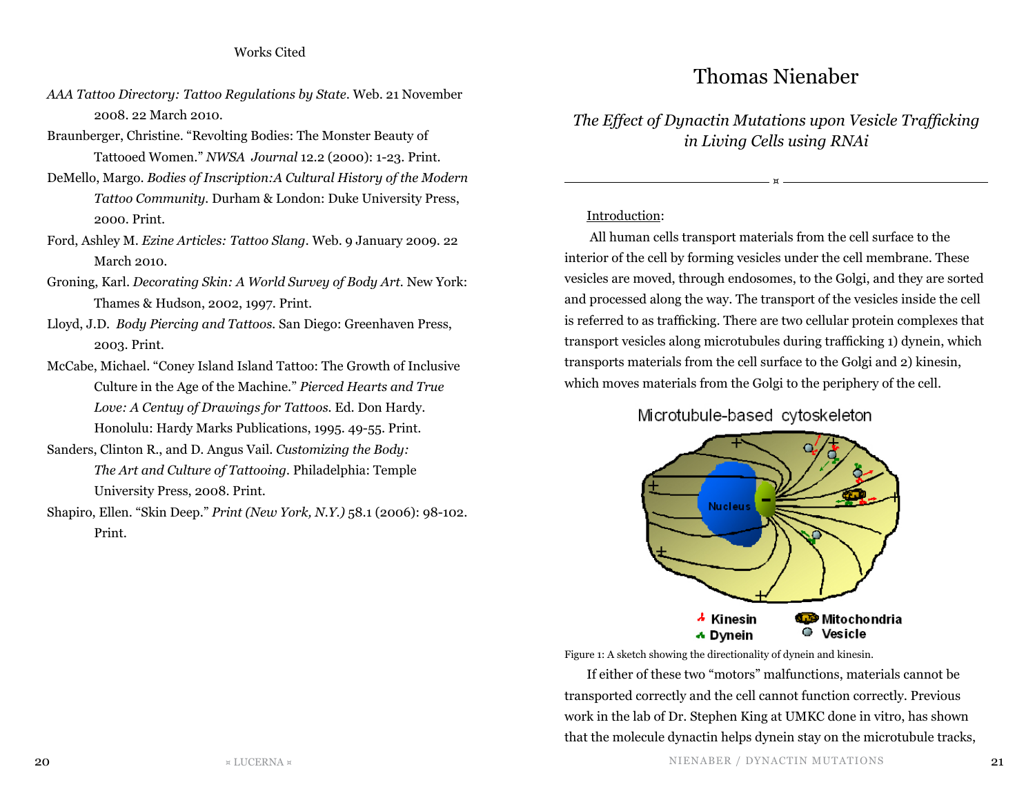## Works Cited

*AAA Tattoo Directory: Tattoo Regulations by State*. Web. 21 November 2008. 22 March 2010.

Braunberger, Christine. "Revolting Bodies: The Monster Beauty of Tattooed Women." *NWSA Journal* 12.2 (2000): 1-23. Print.

DeMello, Margo. *Bodies of Inscription:A Cultural History of the Modern Tattoo Community.* Durham & London: Duke University Press, 2000. Print.

Ford, Ashley M. *Ezine Articles: Tattoo Slang*. Web. 9 January 2009. 22 March 2010.

Groning, Karl. *Decorating Skin: A World Survey of Body Art*. New York: Thames & Hudson, 2002, 1997. Print.

Lloyd, J.D. *Body Piercing and Tattoos.* San Diego: Greenhaven Press, 2003. Print.

McCabe, Michael. "Coney Island Island Tattoo: The Growth of Inclusive Culture in the Age of the Machine." *Pierced Hearts and True Love: A Centuy of Drawings for Tattoos.* Ed. Don Hardy. Honolulu: Hardy Marks Publications, 1995. 49-55. Print.

Sanders, Clinton R., and D. Angus Vail. *Customizing the Body: The Art and Culture of Tattooing*. Philadelphia: Temple University Press, 2008. Print.

Shapiro, Ellen. "Skin Deep." *Print (New York, N.Y.)* 58.1 (2006): 98-102. Print.

# Thomas Nienaber

## *The Effect of Dynactin Mutations upon Vesicle Trafficking in Living Cells using RNAi*

Introduction:

All human cells transport materials from the cell surface to the interior of the cell by forming vesicles under the cell membrane. These vesicles are moved, through endosomes, to the Golgi, and they are sorted and processed along the way. The transport of the vesicles inside the cell is referred to as trafficking. There are two cellular protein complexes that transport vesicles along microtubules during trafficking 1) dynein, which transports materials from the cell surface to the Golgi and 2) kinesin, which moves materials from the Golgi to the periphery of the cell.

Microtubule-based cytoskeleton

Nucleus

Kinesin
Dynein
Mitochondria
Vesicle

Figure 1: A sketch showing the directionality of dynein and kinesin.

If either of these two "motors" malfunctions, materials cannot be transported correctly and the cell cannot function correctly. Previous work in the lab of Dr. Stephen King at UMKC done in vitro, has shown that the molecule dynactin helps dynein stay on the microtubule tracks,